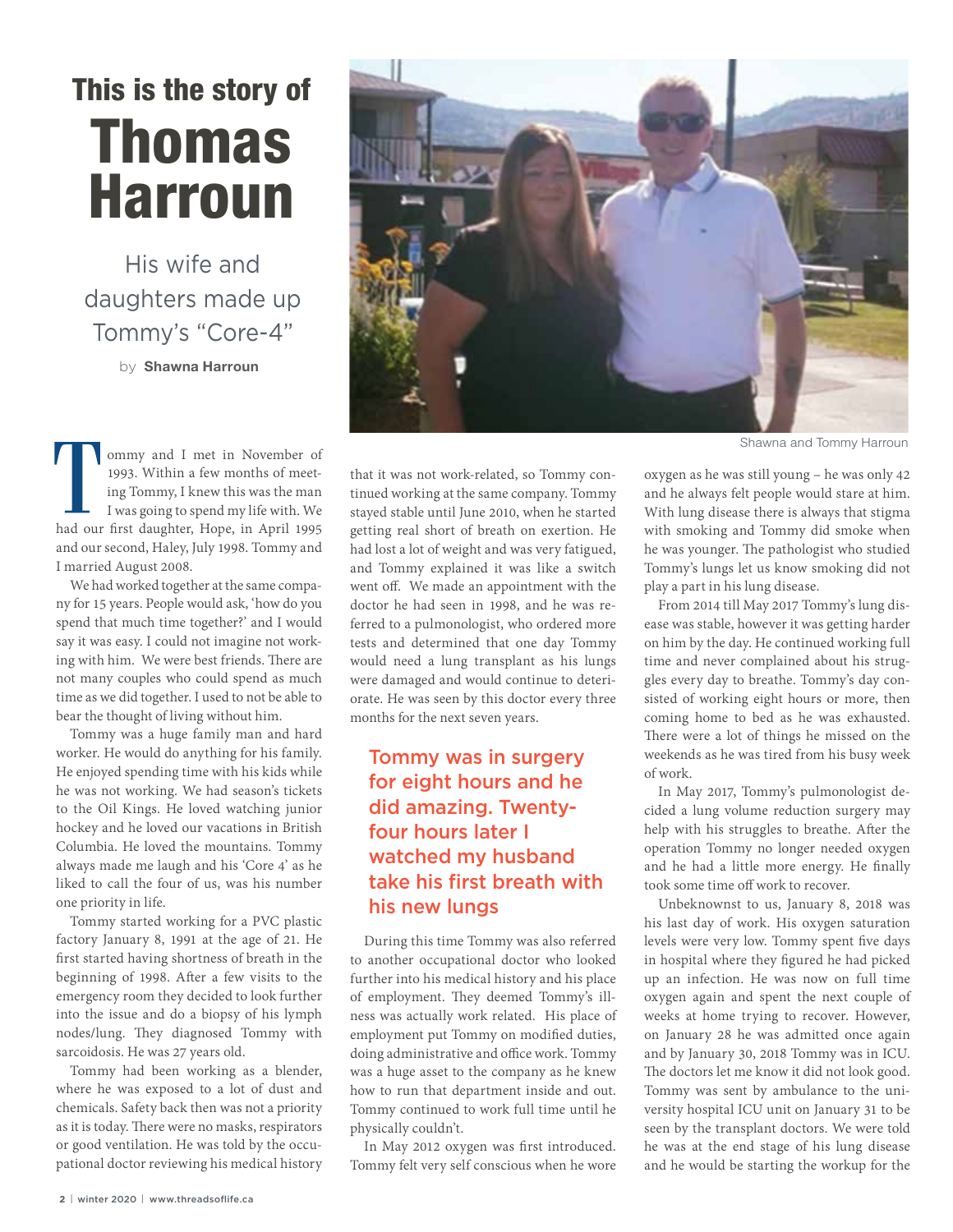This is the story of

# Thomas Harroun

## His wife and daughters made up Tommy's "Core-4"

by **Shawna Harroun**

Shawna and Tommy Harroun

Tommy and I met in November of 1993. Within a few months of meeting Tommy, I knew this was the man I was going to spend my life with. We had our first daughter, Hope, in April 1995 and our second, Haley, July 1998. Tommy and I married August 2008.

We had worked together at the same company for 15 years. People would ask, 'how do you spend that much time together?' and I would say it was easy. I could not imagine not working with him. We were best friends. There are not many couples who could spend as much time as we did together. I used to not be able to bear the thought of living without him.

Tommy was a huge family man and hard worker. He would do anything for his family. He enjoyed spending time with his kids while he was not working. We had season's tickets to the Oil Kings. He loved watching junior hockey and he loved our vacations in British Columbia. He loved the mountains. Tommy always made me laugh and his 'Core 4' as he liked to call the four of us, was his number one priority in life.

Tommy started working for a PVC plastic factory January 8, 1991 at the age of 21. He first started having shortness of breath in the beginning of 1998. After a few visits to the emergency room they decided to look further into the issue and do a biopsy of his lymph nodes/lung. They diagnosed Tommy with sarcoidosis. He was 27 years old.

Tommy had been working as a blender, where he was exposed to a lot of dust and chemicals. Safety back then was not a priority as it is today. There were no masks, respirators or good ventilation. He was told by the occupational doctor reviewing his medical history that it was not work-related, so Tommy continued working at the same company. Tommy stayed stable until June 2010, when he started getting real short of breath on exertion. He had lost a lot of weight and was very fatigued, and Tommy explained it was like a switch went off. We made an appointment with the doctor he had seen in 1998, and he was referred to a pulmonologist, who ordered more tests and determined that one day Tommy would need a lung transplant as his lungs were damaged and would continue to deteriorate. He was seen by this doctor every three months for the next seven years.

> Tommy was in surgery for eight hours and he did amazing. Twenty-four hours later I watched my husband take his first breath with his new lungs

During this time Tommy was also referred to another occupational doctor who looked further into his medical history and his place of employment. They deemed Tommy's illness was actually work related. His place of employment put Tommy on modified duties, doing administrative and office work. Tommy was a huge asset to the company as he knew how to run that department inside and out. Tommy continued to work full time until he physically couldn't.

In May 2012 oxygen was first introduced. Tommy felt very self conscious when he wore oxygen as he was still young – he was only 42 and he always felt people would stare at him. With lung disease there is always that stigma with smoking and Tommy did smoke when he was younger. The pathologist who studied Tommy's lungs let us know smoking did not play a part in his lung disease.

From 2014 till May 2017 Tommy's lung disease was stable, however it was getting harder on him by the day. He continued working full time and never complained about his struggles every day to breathe. Tommy's day consisted of working eight hours or more, then coming home to bed as he was exhausted. There were a lot of things he missed on the weekends as he was tired from his busy week of work.

In May 2017, Tommy's pulmonologist decided a lung volume reduction surgery may help with his struggles to breathe. After the operation Tommy no longer needed oxygen and he had a little more energy. He finally took some time off work to recover.

Unbeknownst to us, January 8, 2018 was his last day of work. His oxygen saturation levels were very low. Tommy spent five days in hospital where they figured he had picked up an infection. He was now on full time oxygen again and spent the next couple of weeks at home trying to recover. However, on January 28 he was admitted once again and by January 30, 2018 Tommy was in ICU. The doctors let me know it did not look good. Tommy was sent by ambulance to the university hospital ICU unit on January 31 to be seen by the transplant doctors. We were told he was at the end stage of his lung disease and he would be starting the workup for the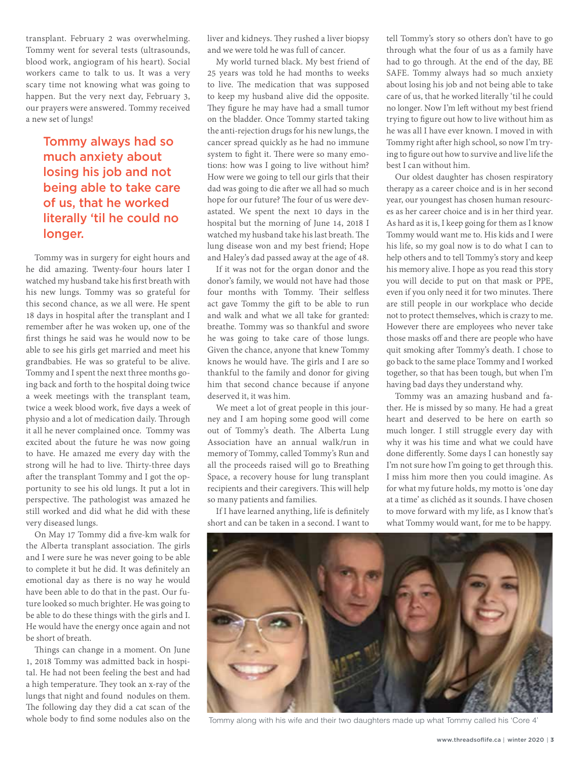transplant. February 2 was overwhelming. Tommy went for several tests (ultrasounds, blood work, angiogram of his heart). Social workers came to talk to us. It was a very scary time not knowing what was going to happen. But the very next day, February 3, our prayers were answered. Tommy received a new set of lungs!

> Tommy always had so much anxiety about losing his job and not being able to take care of us, that he worked literally 'til he could no longer.

Tommy was in surgery for eight hours and he did amazing. Twenty-four hours later I watched my husband take his first breath with his new lungs. Tommy was so grateful for this second chance, as we all were. He spent 18 days in hospital after the transplant and I remember after he was woken up, one of the first things he said was he would now to be able to see his girls get married and meet his grandbabies. He was so grateful to be alive. Tommy and I spent the next three months going back and forth to the hospital doing twice a week meetings with the transplant team, twice a week blood work, five days a week of physio and a lot of medication daily. Through it all he never complained once. Tommy was excited about the future he was now going to have. He amazed me every day with the strong will he had to live. Thirty-three days after the transplant Tommy and I got the opportunity to see his old lungs. It put a lot in perspective. The pathologist was amazed he still worked and did what he did with these very diseased lungs.

On May 17 Tommy did a five-km walk for the Alberta transplant association. The girls and I were sure he was never going to be able to complete it but he did. It was definitely an emotional day as there is no way he would have been able to do that in the past. Our future looked so much brighter. He was going to be able to do these things with the girls and I. He would have the energy once again and not be short of breath.

Things can change in a moment. On June 1, 2018 Tommy was admitted back in hospital. He had not been feeling the best and had a high temperature. They took an x-ray of the lungs that night and found nodules on them. The following day they did a cat scan of the whole body to find some nodules also on the liver and kidneys. They rushed a liver biopsy and we were told he was full of cancer.

My world turned black. My best friend of 25 years was told he had months to weeks to live. The medication that was supposed to keep my husband alive did the opposite. They figure he may have had a small tumor on the bladder. Once Tommy started taking the anti-rejection drugs for his new lungs, the cancer spread quickly as he had no immune system to fight it. There were so many emotions: how was I going to live without him? How were we going to tell our girls that their dad was going to die after we all had so much hope for our future? The four of us were devastated. We spent the next 10 days in the hospital but the morning of June 14, 2018 I watched my husband take his last breath. The lung disease won and my best friend; Hope and Haley's dad passed away at the age of 48.

If it was not for the organ donor and the donor's family, we would not have had those four months with Tommy. Their selfless act gave Tommy the gift to be able to run and walk and what we all take for granted: breathe. Tommy was so thankful and swore he was going to take care of those lungs. Given the chance, anyone that knew Tommy knows he would have. The girls and I are so thankful to the family and donor for giving him that second chance because if anyone deserved it, it was him.

We meet a lot of great people in this journey and I am hoping some good will come out of Tommy's death. The Alberta Lung Association have an annual walk/run in memory of Tommy, called Tommy's Run and all the proceeds raised will go to Breathing Space, a recovery house for lung transplant recipients and their caregivers. This will help so many patients and families.

If I have learned anything, life is definitely short and can be taken in a second. I want to tell Tommy's story so others don't have to go through what the four of us as a family have had to go through. At the end of the day, BE SAFE. Tommy always had so much anxiety about losing his job and not being able to take care of us, that he worked literally 'til he could no longer. Now I'm left without my best friend trying to figure out how to live without him as he was all I have ever known. I moved in with Tommy right after high school, so now I'm trying to figure out how to survive and live life the best I can without him.

Our oldest daughter has chosen respiratory therapy as a career choice and is in her second year, our youngest has chosen human resources as her career choice and is in her third year. As hard as it is, I keep going for them as I know Tommy would want me to. His kids and I were his life, so my goal now is to do what I can to help others and to tell Tommy's story and keep his memory alive. I hope as you read this story you will decide to put on that mask or PPE, even if you only need it for two minutes. There are still people in our workplace who decide not to protect themselves, which is crazy to me. However there are employees who never take those masks off and there are people who have quit smoking after Tommy's death. I chose to go back to the same place Tommy and I worked together, so that has been tough, but when I'm having bad days they understand why.

Tommy was an amazing husband and father. He is missed by so many. He had a great heart and deserved to be here on earth so much longer. I still struggle every day with why it was his time and what we could have done differently. Some days I can honestly say I'm not sure how I'm going to get through this. I miss him more then you could imagine. As for what my future holds, my motto is 'one day at a time' as clichéd as it sounds. I have chosen to move forward with my life, as I know that's what Tommy would want, for me to be happy.

Tommy along with his wife and their two daughters made up what Tommy called his 'Core 4'